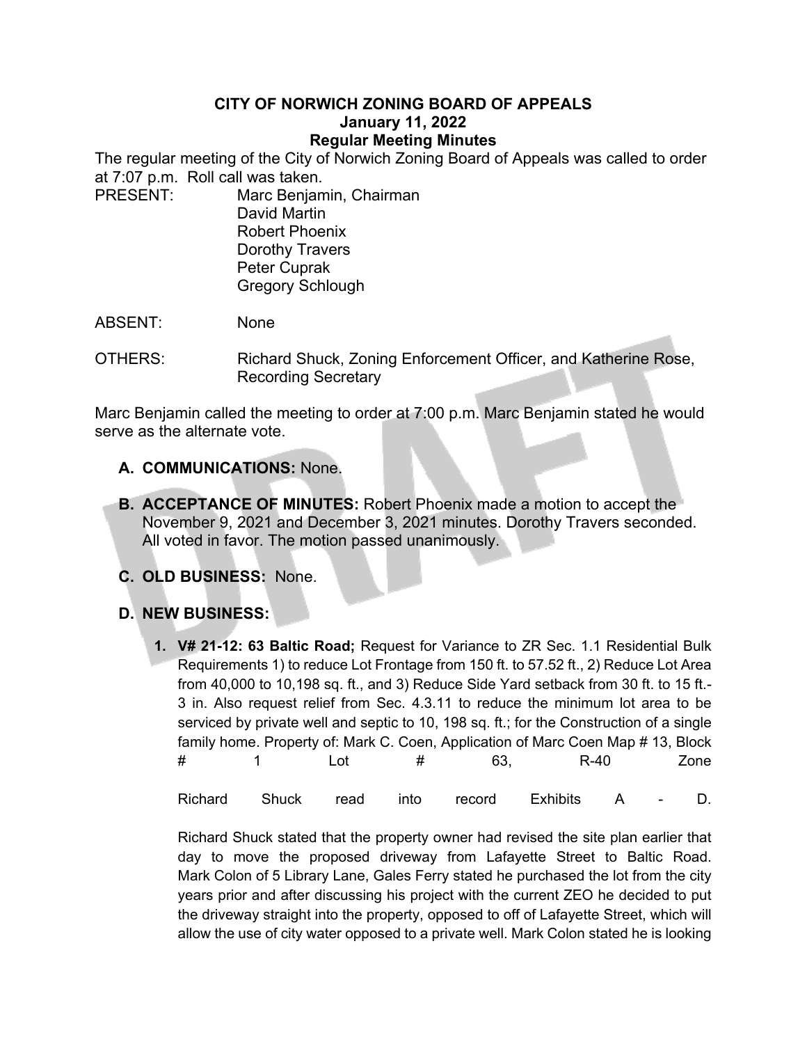**CITY OF NORWICH ZONING BOARD OF APPEALS**
**January 11, 2022**
**Regular Meeting Minutes**

The regular meeting of the City of Norwich Zoning Board of Appeals was called to order at 7:07 p.m. Roll call was taken.

PRESENT: Marc Benjamin, Chairman
David Martin
Robert Phoenix
Dorothy Travers
Peter Cuprak
Gregory Schlough

ABSENT: None

OTHERS: Richard Shuck, Zoning Enforcement Officer, and Katherine Rose, Recording Secretary

Marc Benjamin called the meeting to order at 7:00 p.m. Marc Benjamin stated he would serve as the alternate vote.

- **A. COMMUNICATIONS:** None.
- **B. ACCEPTANCE OF MINUTES:** Robert Phoenix made a motion to accept the November 9, 2021 and December 3, 2021 minutes. Dorothy Travers seconded. All voted in favor. The motion passed unanimously.
- **C. OLD BUSINESS:** None.
- **D. NEW BUSINESS:**
  1. **V# 21-12: 63 Baltic Road;** Request for Variance to ZR Sec. 1.1 Residential Bulk Requirements 1) to reduce Lot Frontage from 150 ft. to 57.52 ft., 2) Reduce Lot Area from 40,000 to 10,198 sq. ft., and 3) Reduce Side Yard setback from 30 ft. to 15 ft.-3 in. Also request relief from Sec. 4.3.11 to reduce the minimum lot area to be serviced by private well and septic to 10, 198 sq. ft.; for the Construction of a single family home. Property of: Mark C. Coen, Application of Marc Coen Map # 13, Block # 1 Lot # 63, R-40 Zone

     Richard Shuck read into record Exhibits A - D.

     Richard Shuck stated that the property owner had revised the site plan earlier that day to move the proposed driveway from Lafayette Street to Baltic Road. Mark Colon of 5 Library Lane, Gales Ferry stated he purchased the lot from the city years prior and after discussing his project with the current ZEO he decided to put the driveway straight into the property, opposed to off of Lafayette Street, which will allow the use of city water opposed to a private well. Mark Colon stated he is looking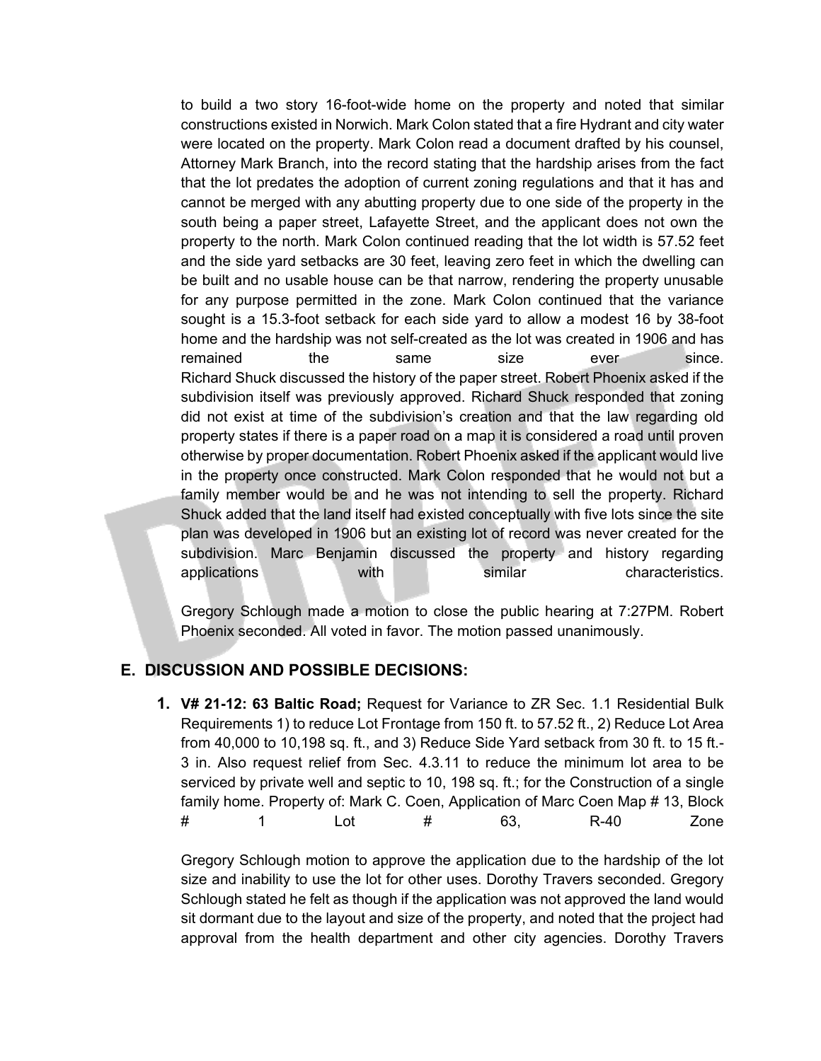to build a two story 16-foot-wide home on the property and noted that similar constructions existed in Norwich. Mark Colon stated that a fire Hydrant and city water were located on the property. Mark Colon read a document drafted by his counsel, Attorney Mark Branch, into the record stating that the hardship arises from the fact that the lot predates the adoption of current zoning regulations and that it has and cannot be merged with any abutting property due to one side of the property in the south being a paper street, Lafayette Street, and the applicant does not own the property to the north. Mark Colon continued reading that the lot width is 57.52 feet and the side yard setbacks are 30 feet, leaving zero feet in which the dwelling can be built and no usable house can be that narrow, rendering the property unusable for any purpose permitted in the zone. Mark Colon continued that the variance sought is a 15.3-foot setback for each side yard to allow a modest 16 by 38-foot home and the hardship was not self-created as the lot was created in 1906 and has remained the same size ever since.
Richard Shuck discussed the history of the paper street. Robert Phoenix asked if the subdivision itself was previously approved. Richard Shuck responded that zoning did not exist at time of the subdivision's creation and that the law regarding old property states if there is a paper road on a map it is considered a road until proven otherwise by proper documentation. Robert Phoenix asked if the applicant would live in the property once constructed. Mark Colon responded that he would not but a family member would be and he was not intending to sell the property. Richard Shuck added that the land itself had existed conceptually with five lots since the site plan was developed in 1906 but an existing lot of record was never created for the subdivision. Marc Benjamin discussed the property and history regarding applications with similar characteristics.

Gregory Schlough made a motion to close the public hearing at 7:27PM. Robert Phoenix seconded. All voted in favor. The motion passed unanimously.

## E. DISCUSSION AND POSSIBLE DECISIONS:

1. **V# 21-12: 63 Baltic Road;** Request for Variance to ZR Sec. 1.1 Residential Bulk Requirements 1) to reduce Lot Frontage from 150 ft. to 57.52 ft., 2) Reduce Lot Area from 40,000 to 10,198 sq. ft., and 3) Reduce Side Yard setback from 30 ft. to 15 ft.-3 in. Also request relief from Sec. 4.3.11 to reduce the minimum lot area to be serviced by private well and septic to 10, 198 sq. ft.; for the Construction of a single family home. Property of: Mark C. Coen, Application of Marc Coen Map # 13, Block # 1 Lot # 63, R-40 Zone

   Gregory Schlough motion to approve the application due to the hardship of the lot size and inability to use the lot for other uses. Dorothy Travers seconded. Gregory Schlough stated he felt as though if the application was not approved the land would sit dormant due to the layout and size of the property, and noted that the project had approval from the health department and other city agencies. Dorothy Travers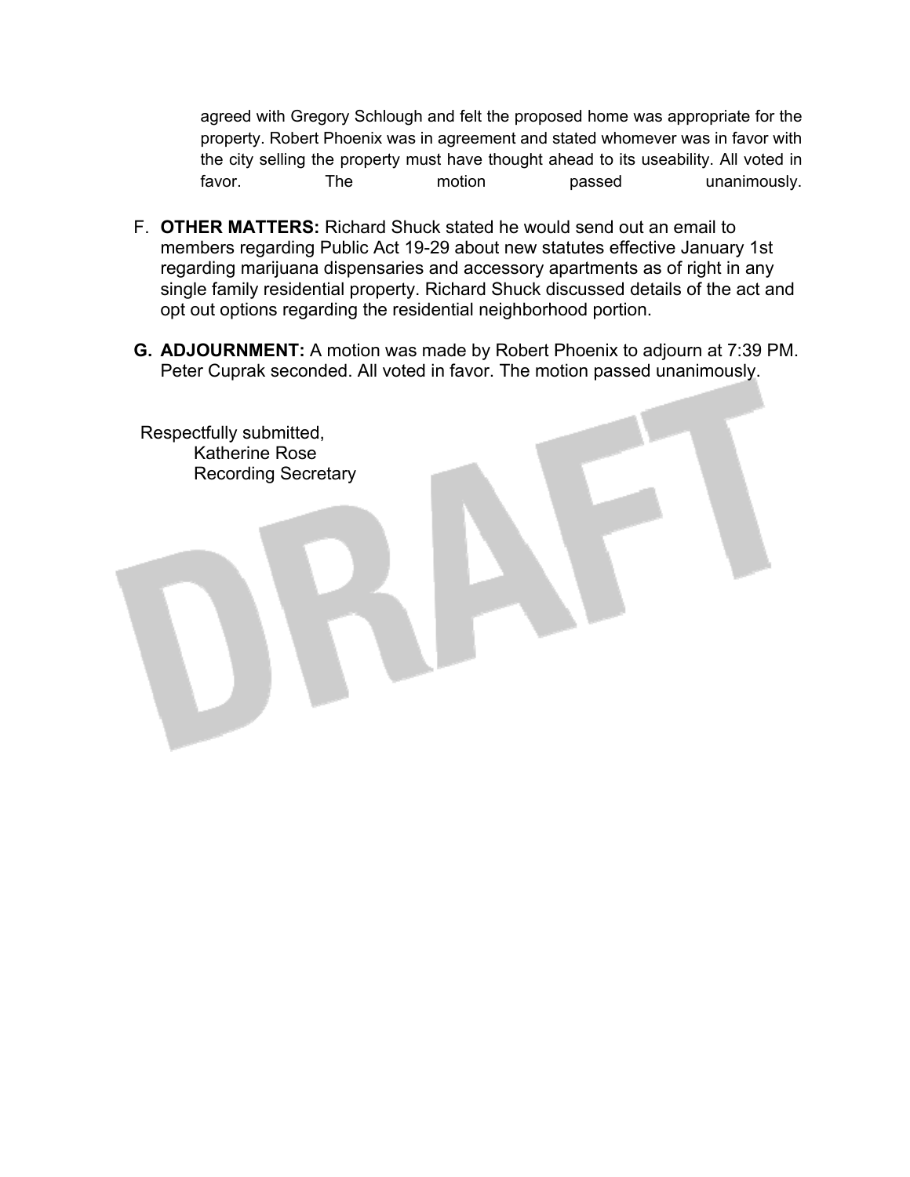agreed with Gregory Schlough and felt the proposed home was appropriate for the property. Robert Phoenix was in agreement and stated whomever was in favor with the city selling the property must have thought ahead to its useability. All voted in favor. The motion passed unanimously.

F. **OTHER MATTERS:** Richard Shuck stated he would send out an email to members regarding Public Act 19-29 about new statutes effective January 1st regarding marijuana dispensaries and accessory apartments as of right in any single family residential property. Richard Shuck discussed details of the act and opt out options regarding the residential neighborhood portion.

**G. ADJOURNMENT:** A motion was made by Robert Phoenix to adjourn at 7:39 PM. Peter Cuprak seconded. All voted in favor. The motion passed unanimously.

Respectfully submitted,
Katherine Rose
Recording Secretary

DRAFT